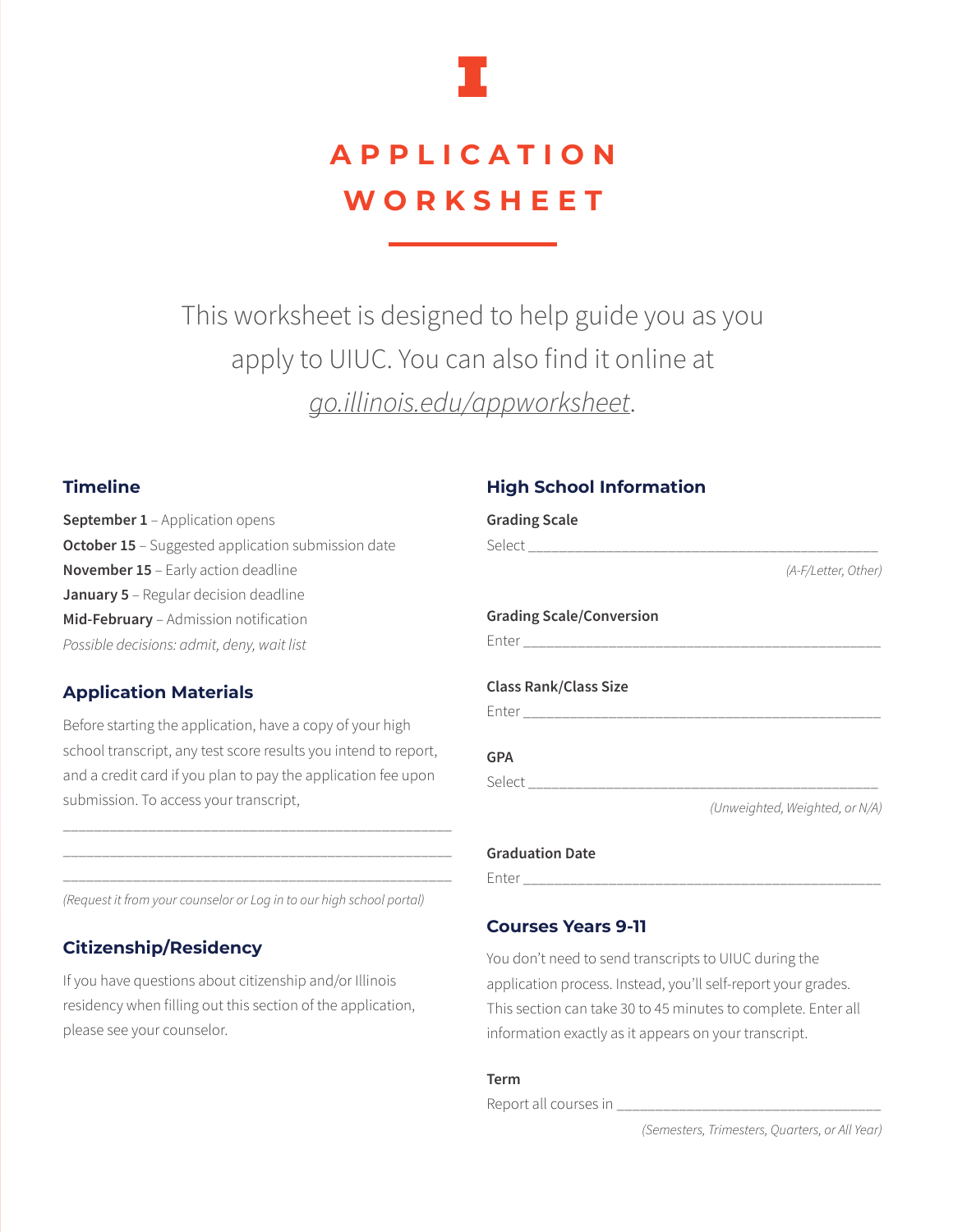# APPLICATION WORKSHEET

This worksheet is designed to help guide you as you apply to UIUC. You can also find it online at *go.illinois.edu/appworksheet*.

## Timeline

**September 1** – Application opens
**October 15** – Suggested application submission date
**November 15** – Early action deadline
**January 5** – Regular decision deadline
**Mid-February** – Admission notification
*Possible decisions: admit, deny, wait list*

## Application Materials

Before starting the application, have a copy of your high school transcript, any test score results you intend to report, and a credit card if you plan to pay the application fee upon submission. To access your transcript,

_______________________________________________
_______________________________________________
_______________________________________________

*(Request it from your counselor or Log in to our high school portal)*

## Citizenship/Residency

If you have questions about citizenship and/or Illinois residency when filling out this section of the application, please see your counselor.

## High School Information

**Grading Scale**

Select _______________________________________________

*(A-F/Letter, Other)*

**Grading Scale/Conversion**

Enter _______________________________________________

**Class Rank/Class Size**

Enter _______________________________________________

**GPA**

Select _______________________________________________

*(Unweighted, Weighted, or N/A)*

**Graduation Date**

Enter _______________________________________________

## Courses Years 9-11

You don't need to send transcripts to UIUC during the application process. Instead, you'll self-report your grades. This section can take 30 to 45 minutes to complete. Enter all information exactly as it appears on your transcript.

**Term**

Report all courses in __________________________________

*(Semesters, Trimesters, Quarters, or All Year)*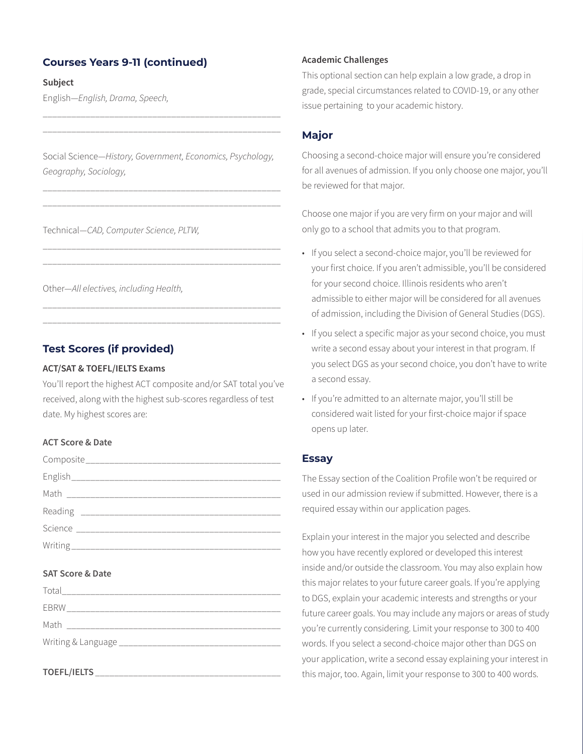## Courses Years 9-11 (continued)

**Subject**

English—*English, Drama, Speech,*

______________________________________________

______________________________________________

Social Science—*History, Government, Economics, Psychology, Geography, Sociology,*

______________________________________________

______________________________________________

Technical—*CAD, Computer Science, PLTW,*

______________________________________________

______________________________________________

Other—*All electives, including Health,*

______________________________________________

______________________________________________

## Test Scores (if provided)

**ACT/SAT & TOEFL/IELTS Exams**

You'll report the highest ACT composite and/or SAT total you've received, along with the highest sub-scores regardless of test date. My highest scores are:

**ACT Score & Date**

Composite__________________________________________

English____________________________________________

Math ______________________________________________

Reading ___________________________________________

Science ___________________________________________

Writing____________________________________________

**SAT Score & Date**

Total______________________________________________

EBRW______________________________________________

Math ______________________________________________

Writing & Language _________________________________

**TOEFL/IELTS** ____________________________________

**Academic Challenges**

This optional section can help explain a low grade, a drop in grade, special circumstances related to COVID-19, or any other issue pertaining to your academic history.

## Major

Choosing a second-choice major will ensure you're considered for all avenues of admission. If you only choose one major, you'll be reviewed for that major.

Choose one major if you are very firm on your major and will only go to a school that admits you to that program.

- If you select a second-choice major, you'll be reviewed for your first choice. If you aren't admissible, you'll be considered for your second choice. Illinois residents who aren't admissible to either major will be considered for all avenues of admission, including the Division of General Studies (DGS).
- If you select a specific major as your second choice, you must write a second essay about your interest in that program. If you select DGS as your second choice, you don't have to write a second essay.
- If you're admitted to an alternate major, you'll still be considered wait listed for your first-choice major if space opens up later.

## Essay

The Essay section of the Coalition Profile won't be required or used in our admission review if submitted. However, there is a required essay within our application pages.

Explain your interest in the major you selected and describe how you have recently explored or developed this interest inside and/or outside the classroom. You may also explain how this major relates to your future career goals. If you're applying to DGS, explain your academic interests and strengths or your future career goals. You may include any majors or areas of study you're currently considering. Limit your response to 300 to 400 words. If you select a second-choice major other than DGS on your application, write a second essay explaining your interest in this major, too. Again, limit your response to 300 to 400 words.